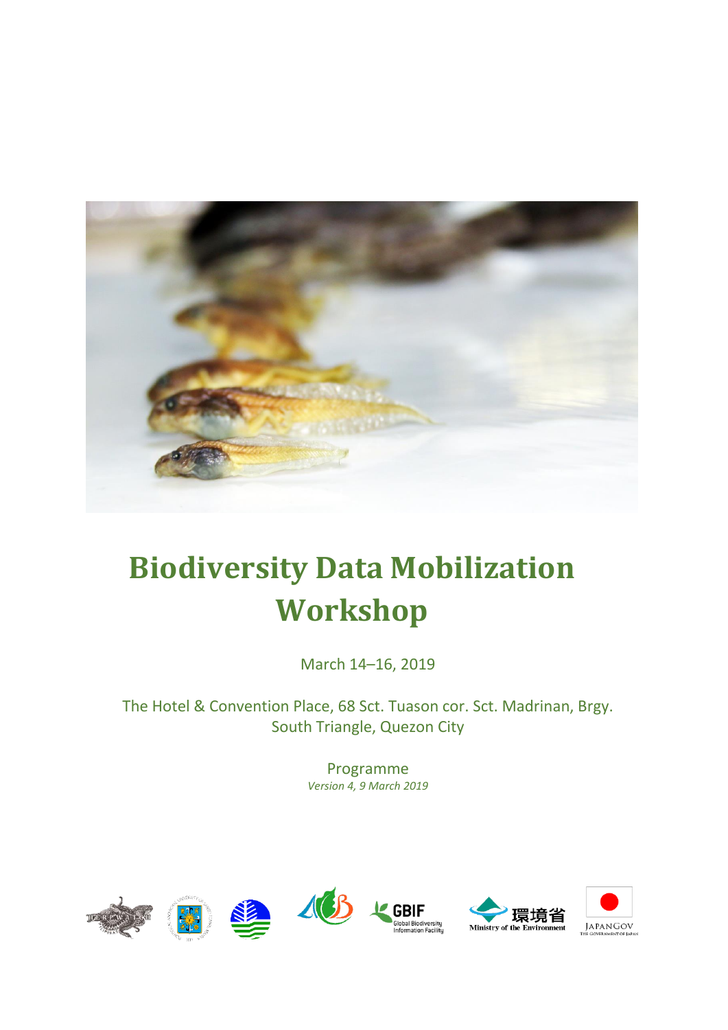# Biodiversity Data Mobilization Workshop

March 14–16, 2019

The Hotel & Convention Place, 68 Sct. Tuason cor. Sct. Madrinan, Brgy. South Triangle, Quezon City

Programme

*Version 4, 9 March 2019*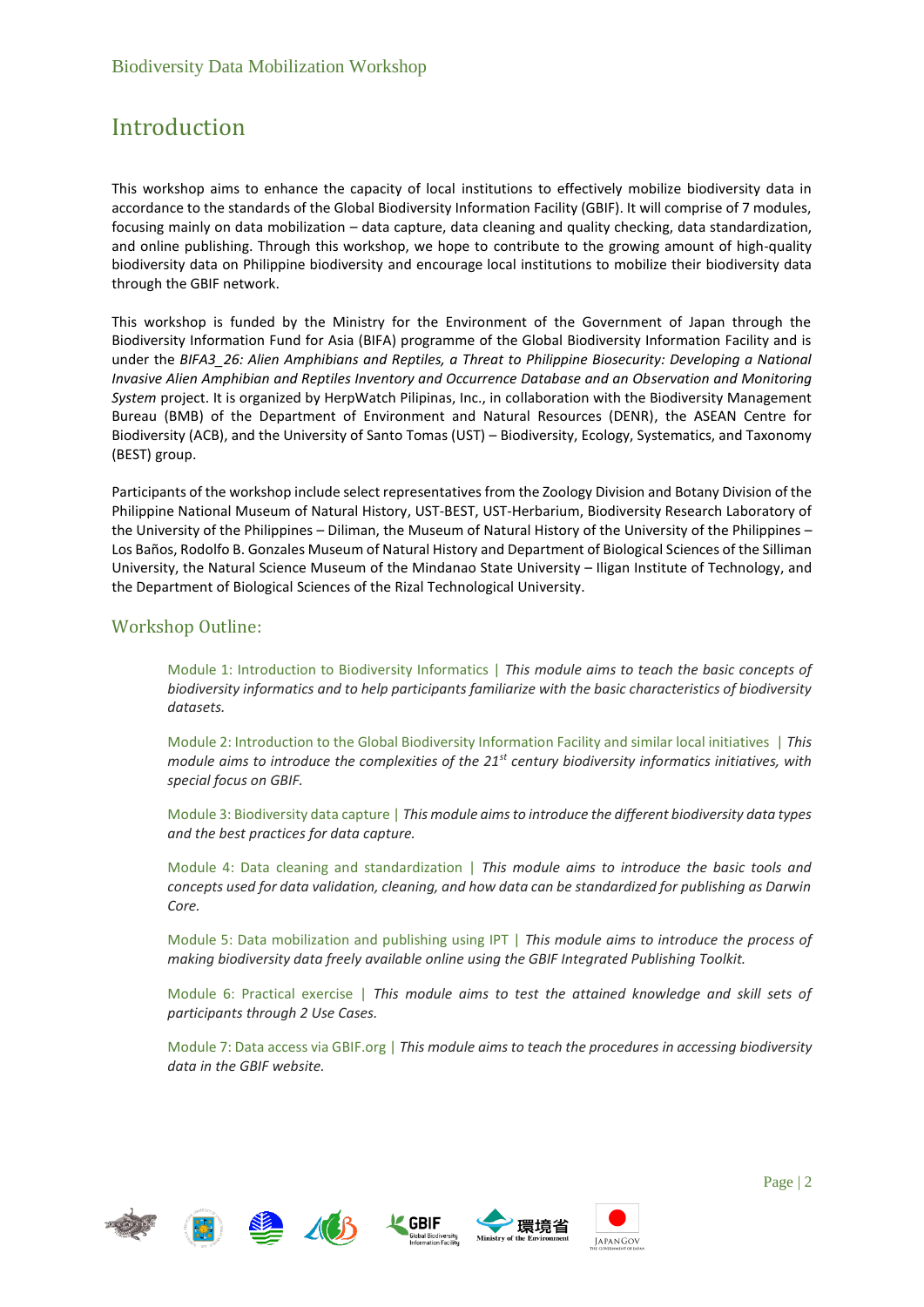# Introduction

This workshop aims to enhance the capacity of local institutions to effectively mobilize biodiversity data in accordance to the standards of the Global Biodiversity Information Facility (GBIF). It will comprise of 7 modules, focusing mainly on data mobilization – data capture, data cleaning and quality checking, data standardization, and online publishing. Through this workshop, we hope to contribute to the growing amount of high-quality biodiversity data on Philippine biodiversity and encourage local institutions to mobilize their biodiversity data through the GBIF network.

This workshop is funded by the Ministry for the Environment of the Government of Japan through the Biodiversity Information Fund for Asia (BIFA) programme of the Global Biodiversity Information Facility and is under the *BIFA3_26: Alien Amphibians and Reptiles, a Threat to Philippine Biosecurity: Developing a National Invasive Alien Amphibian and Reptiles Inventory and Occurrence Database and an Observation and Monitoring System* project. It is organized by HerpWatch Pilipinas, Inc., in collaboration with the Biodiversity Management Bureau (BMB) of the Department of Environment and Natural Resources (DENR), the ASEAN Centre for Biodiversity (ACB), and the University of Santo Tomas (UST) – Biodiversity, Ecology, Systematics, and Taxonomy (BEST) group.

Participants of the workshop include select representatives from the Zoology Division and Botany Division of the Philippine National Museum of Natural History, UST-BEST, UST-Herbarium, Biodiversity Research Laboratory of the University of the Philippines – Diliman, the Museum of Natural History of the University of the Philippines – Los Baños, Rodolfo B. Gonzales Museum of Natural History and Department of Biological Sciences of the Silliman University, the Natural Science Museum of the Mindanao State University – Iligan Institute of Technology, and the Department of Biological Sciences of the Rizal Technological University.

## Workshop Outline:

Module 1: Introduction to Biodiversity Informatics | *This module aims to teach the basic concepts of biodiversity informatics and to help participants familiarize with the basic characteristics of biodiversity datasets.*

Module 2: Introduction to the Global Biodiversity Information Facility and similar local initiatives | *This module aims to introduce the complexities of the 21st century biodiversity informatics initiatives, with special focus on GBIF.*

Module 3: Biodiversity data capture | *This module aims to introduce the different biodiversity data types and the best practices for data capture.*

Module 4: Data cleaning and standardization | *This module aims to introduce the basic tools and concepts used for data validation, cleaning, and how data can be standardized for publishing as Darwin Core.*

Module 5: Data mobilization and publishing using IPT | *This module aims to introduce the process of making biodiversity data freely available online using the GBIF Integrated Publishing Toolkit.*

Module 6: Practical exercise | *This module aims to test the attained knowledge and skill sets of participants through 2 Use Cases.*

Module 7: Data access via GBIF.org | *This module aims to teach the procedures in accessing biodiversity data in the GBIF website.*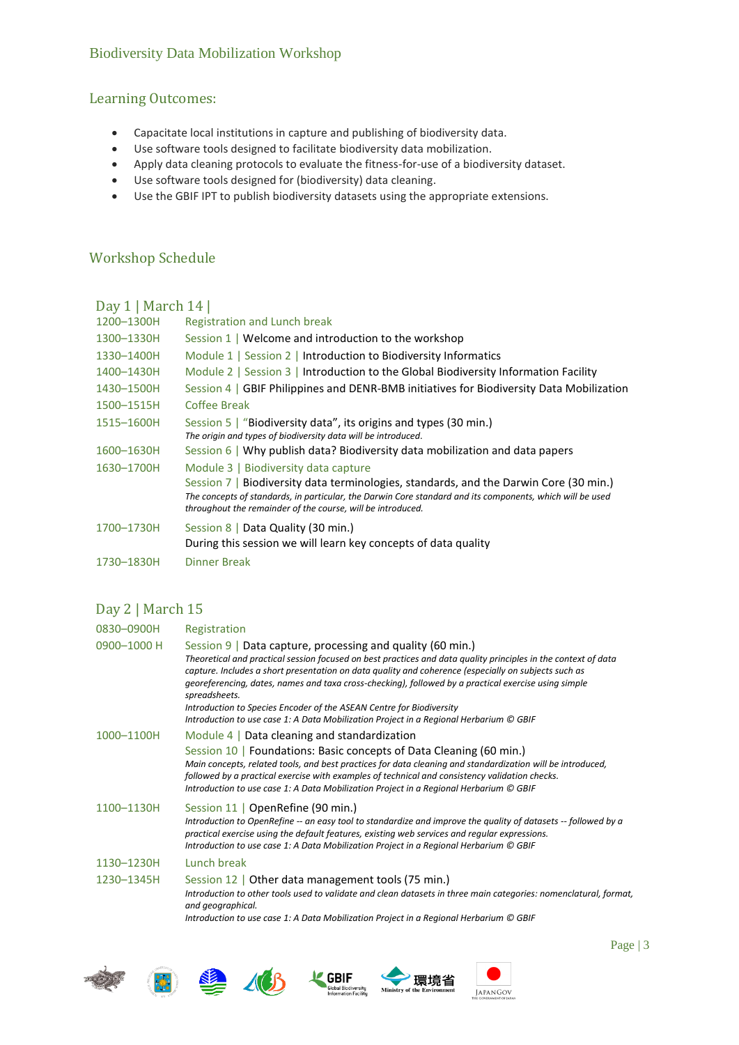# Biodiversity Data Mobilization Workshop

## Learning Outcomes:

- Capacitate local institutions in capture and publishing of biodiversity data.
- Use software tools designed to facilitate biodiversity data mobilization.
- Apply data cleaning protocols to evaluate the fitness-for-use of a biodiversity dataset.
- Use software tools designed for (biodiversity) data cleaning.
- Use the GBIF IPT to publish biodiversity datasets using the appropriate extensions.

## Workshop Schedule

### Day 1 | March 14 |

| | |
|---|---|
| 1200–1300H | Registration and Lunch break |
| 1300–1330H | Session 1 \| Welcome and introduction to the workshop |
| 1330–1400H | Module 1 \| Session 2 \| Introduction to Biodiversity Informatics |
| 1400–1430H | Module 2 \| Session 3 \| Introduction to the Global Biodiversity Information Facility |
| 1430–1500H | Session 4 \| GBIF Philippines and DENR-BMB initiatives for Biodiversity Data Mobilization |
| 1500–1515H | Coffee Break |
| 1515–1600H | Session 5 \| "Biodiversity data", its origins and types (30 min.)<br>*The origin and types of biodiversity data will be introduced.* |
| 1600–1630H | Session 6 \| Why publish data? Biodiversity data mobilization and data papers |
| 1630–1700H | Module 3 \| Biodiversity data capture<br>Session 7 \| Biodiversity data terminologies, standards, and the Darwin Core (30 min.)<br>*The concepts of standards, in particular, the Darwin Core standard and its components, which will be used throughout the remainder of the course, will be introduced.* |
| 1700–1730H | Session 8 \| Data Quality (30 min.)<br>During this session we will learn key concepts of data quality |
| 1730–1830H | Dinner Break |

### Day 2 | March 15

| | |
|---|---|
| 0830–0900H | Registration |
| 0900–1000 H | Session 9 \| Data capture, processing and quality (60 min.)<br>*Theoretical and practical session focused on best practices and data quality principles in the context of data capture. Includes a short presentation on data quality and coherence (especially on subjects such as georeferencing, dates, names and taxa cross-checking), followed by a practical exercise using simple spreadsheets.*<br>*Introduction to Species Encoder of the ASEAN Centre for Biodiversity*<br>*Introduction to use case 1: A Data Mobilization Project in a Regional Herbarium © GBIF* |
| 1000–1100H | Module 4 \| Data cleaning and standardization<br>Session 10 \| Foundations: Basic concepts of Data Cleaning (60 min.)<br>*Main concepts, related tools, and best practices for data cleaning and standardization will be introduced, followed by a practical exercise with examples of technical and consistency validation checks.*<br>*Introduction to use case 1: A Data Mobilization Project in a Regional Herbarium © GBIF* |
| 1100–1130H | Session 11 \| OpenRefine (90 min.)<br>*Introduction to OpenRefine -- an easy tool to standardize and improve the quality of datasets -- followed by a practical exercise using the default features, existing web services and regular expressions.*<br>*Introduction to use case 1: A Data Mobilization Project in a Regional Herbarium © GBIF* |
| 1130–1230H | Lunch break |
| 1230–1345H | Session 12 \| Other data management tools (75 min.)<br>*Introduction to other tools used to validate and clean datasets in three main categories: nomenclatural, format, and geographical.*<br>*Introduction to use case 1: A Data Mobilization Project in a Regional Herbarium © GBIF* |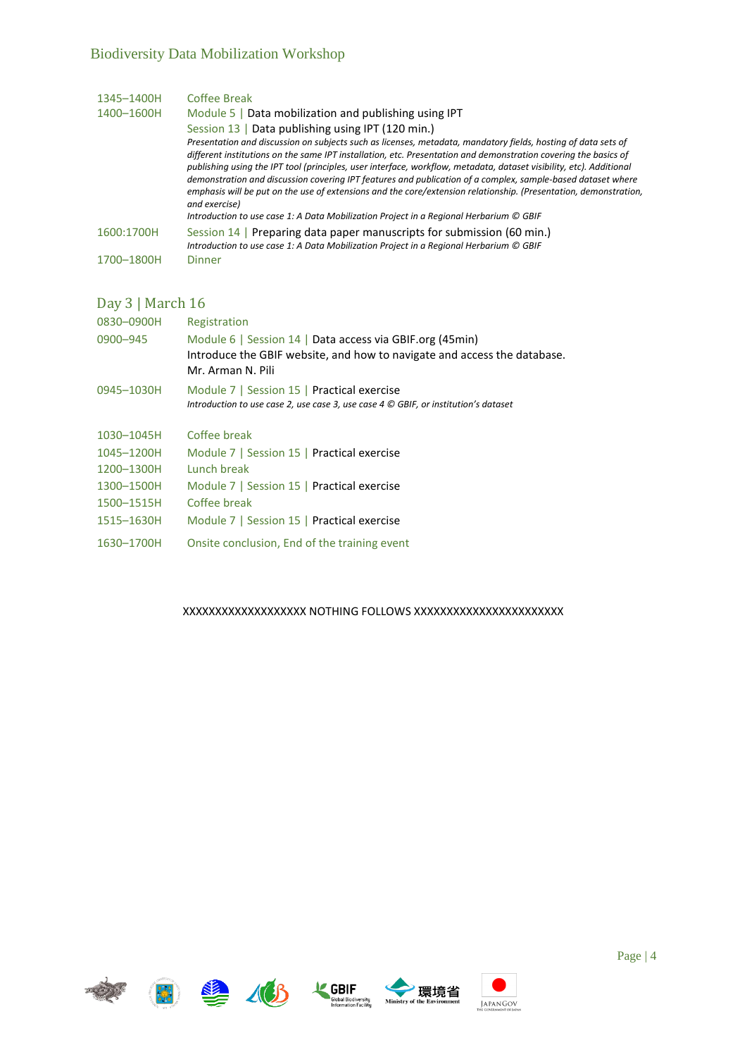| | |
|---|---|
| 1345–1400H | Coffee Break |
| 1400–1600H | Module 5 \| Data mobilization and publishing using IPT<br>Session 13 \| Data publishing using IPT (120 min.)<br>*Presentation and discussion on subjects such as licenses, metadata, mandatory fields, hosting of data sets of different institutions on the same IPT installation, etc. Presentation and demonstration covering the basics of publishing using the IPT tool (principles, user interface, workflow, metadata, dataset visibility, etc). Additional demonstration and discussion covering IPT features and publication of a complex, sample-based dataset where emphasis will be put on the use of extensions and the core/extension relationship. (Presentation, demonstration, and exercise)*<br>*Introduction to use case 1: A Data Mobilization Project in a Regional Herbarium © GBIF* |
| 1600:1700H | Session 14 \| Preparing data paper manuscripts for submission (60 min.)<br>*Introduction to use case 1: A Data Mobilization Project in a Regional Herbarium © GBIF* |
| 1700–1800H | Dinner |

## Day 3 | March 16

| | |
|---|---|
| 0830–0900H | Registration |
| 0900–945 | Module 6 \| Session 14 \| Data access via GBIF.org (45min)<br>Introduce the GBIF website, and how to navigate and access the database.<br>Mr. Arman N. Pili |
| 0945–1030H | Module 7 \| Session 15 \| Practical exercise<br>*Introduction to use case 2, use case 3, use case 4 © GBIF, or institution's dataset* |
| 1030–1045H | Coffee break |
| 1045–1200H | Module 7 \| Session 15 \| Practical exercise |
| 1200–1300H | Lunch break |
| 1300–1500H | Module 7 \| Session 15 \| Practical exercise |
| 1500–1515H | Coffee break |
| 1515–1630H | Module 7 \| Session 15 \| Practical exercise |
| 1630–1700H | Onsite conclusion, End of the training event |

XXXXXXXXXXXXXXXXXX NOTHING FOLLOWS XXXXXXXXXXXXXXXXXXXXXXX